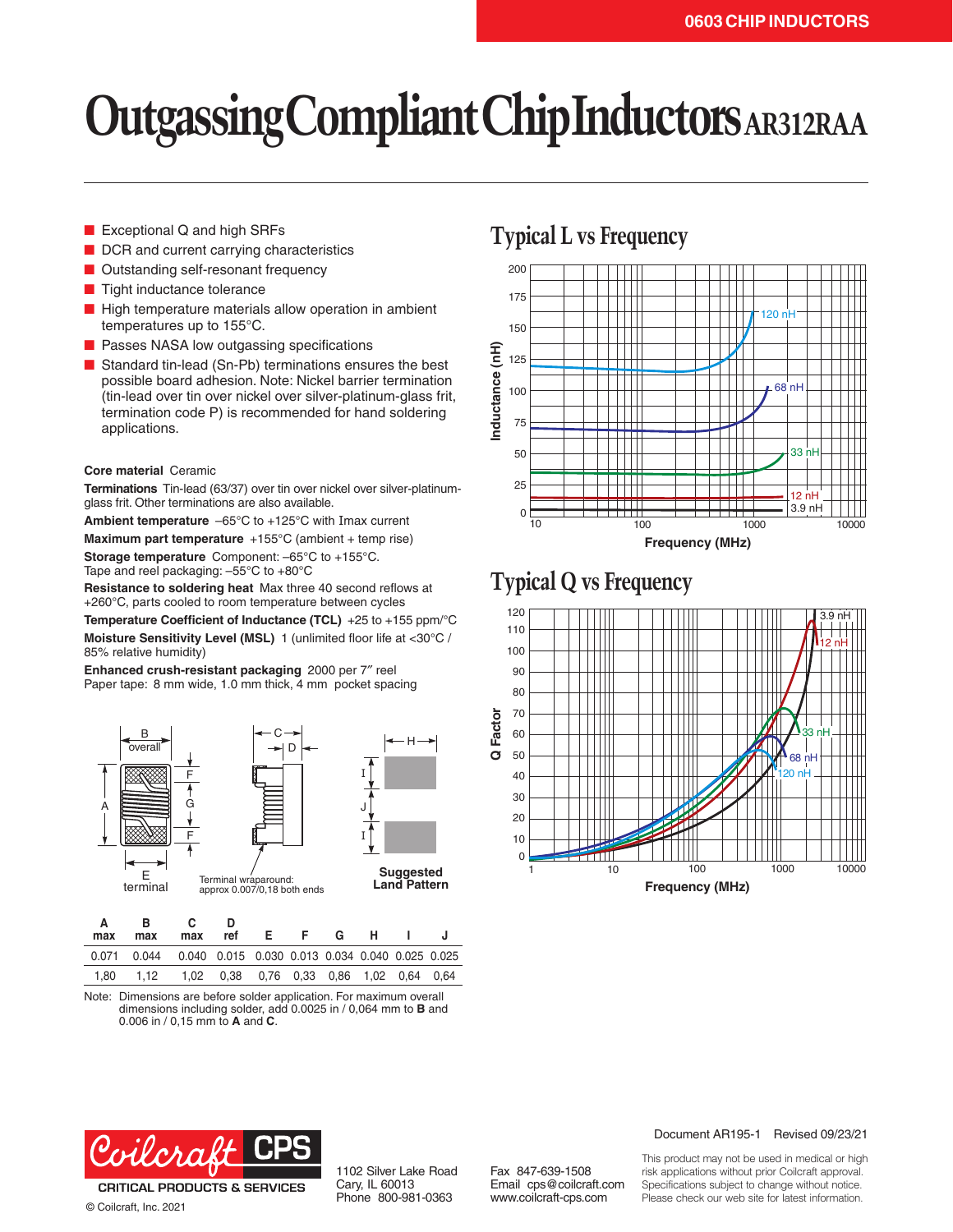# Outgassing Compliant Chip Inductors AR312RAA

- Exceptional Q and high SRFs
- DCR and current carrying characteristics
- Outstanding self-resonant frequency
- Tight inductance tolerance
- High temperature materials allow operation in ambient temperatures up to 155°C.
- Passes NASA low outgassing specifications
- Standard tin-lead (Sn-Pb) terminations ensures the best possible board adhesion. Note: Nickel barrier termination (tin-lead over tin over nickel over silver-platinum-glass frit, termination code P) is recommended for hand soldering applications.

**Core material** Ceramic

**Terminations** Tin-lead (63/37) over tin over nickel over silver-platinum-glass frit. Other terminations are also available.

**Ambient temperature** –65°C to +125°C with Imax current

**Maximum part temperature** +155°C (ambient + temp rise)

**Storage temperature** Component: –65°C to +155°C. Tape and reel packaging: –55°C to +80°C

**Resistance to soldering heat** Max three 40 second reflows at +260°C, parts cooled to room temperature between cycles

**Temperature Coefficient of Inductance (TCL)** +25 to +155 ppm/°C

**Moisture Sensitivity Level (MSL)** 1 (unlimited floor life at <30°C / 85% relative humidity)

**Enhanced crush-resistant packaging** 2000 per 7″ reel
Paper tape: 8 mm wide, 1.0 mm thick, 4 mm pocket spacing

Terminal wraparound: approx 0.007/0,18 both ends

Suggested Land Pattern

| A max | B max | C max | D ref | E | F | G | H | I | J |
|---|---|---|---|---|---|---|---|---|---|
| 0.071 | 0.044 | 0.040 | 0.015 | 0.030 | 0.013 | 0.034 | 0.040 | 0.025 | 0.025 |
| 1,80 | 1,12 | 1,02 | 0,38 | 0,76 | 0,33 | 0,86 | 1,02 | 0,64 | 0,64 |

Note: Dimensions are before solder application. For maximum overall dimensions including solder, add 0.0025 in / 0,064 mm to **B** and 0.006 in / 0,15 mm to **A** and **C**.

## Typical L vs Frequency

## Typical Q vs Frequency

Document AR195-1 Revised 09/23/21

1102 Silver Lake Road
Cary, IL 60013
Phone 800-981-0363

Fax 847-639-1508
Email cps@coilcraft.com
www.coilcraft-cps.com

This product may not be used in medical or high risk applications without prior Coilcraft approval. Specifications subject to change without notice. Please check our web site for latest information.

© Coilcraft, Inc. 2021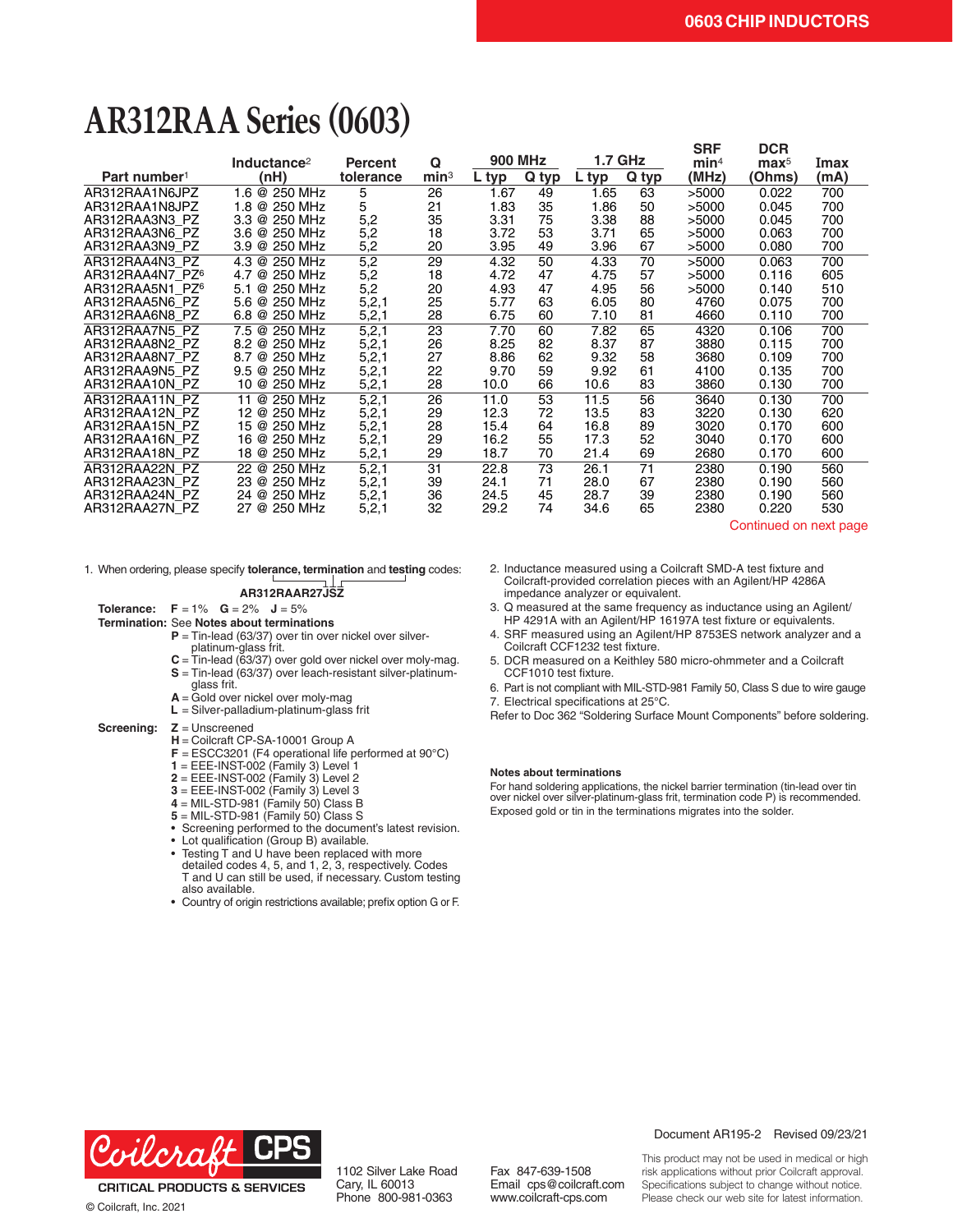# AR312RAA Series (0603)

| Part number[1] | Inductance[2] (nH) | Percent tolerance | Q min[3] | 900 MHz L typ | 900 MHz Q typ | 1.7 GHz L typ | 1.7 GHz Q typ | SRF min[4] (MHz) | DCR max[5] (Ohms) | Imax (mA) |
|---|---|---|---|---|---|---|---|---|---|---|
| AR312RAA1N6JPZ | 1.6 @ 250 MHz | 5 | 26 | 1.67 | 49 | 1.65 | 63 | >5000 | 0.022 | 700 |
| AR312RAA1N8JPZ | 1.8 @ 250 MHz | 5 | 21 | 1.83 | 35 | 1.86 | 50 | >5000 | 0.045 | 700 |
| AR312RAA3N3_PZ | 3.3 @ 250 MHz | 5,2 | 35 | 3.31 | 75 | 3.38 | 88 | >5000 | 0.045 | 700 |
| AR312RAA3N6_PZ | 3.6 @ 250 MHz | 5,2 | 18 | 3.72 | 53 | 3.71 | 65 | >5000 | 0.063 | 700 |
| AR312RAA3N9_PZ | 3.9 @ 250 MHz | 5,2 | 20 | 3.95 | 49 | 3.96 | 67 | >5000 | 0.080 | 700 |
| AR312RAA4N3_PZ | 4.3 @ 250 MHz | 5,2 | 29 | 4.32 | 50 | 4.33 | 70 | >5000 | 0.063 | 700 |
| AR312RAA4N7_PZ[6] | 4.7 @ 250 MHz | 5,2 | 18 | 4.72 | 47 | 4.75 | 57 | >5000 | 0.116 | 605 |
| AR312RAA5N1_PZ[6] | 5.1 @ 250 MHz | 5,2 | 20 | 4.93 | 47 | 4.95 | 56 | >5000 | 0.140 | 510 |
| AR312RAA5N6_PZ | 5.6 @ 250 MHz | 5,2,1 | 25 | 5.77 | 63 | 6.05 | 80 | 4760 | 0.075 | 700 |
| AR312RAA6N8_PZ | 6.8 @ 250 MHz | 5,2,1 | 28 | 6.75 | 60 | 7.10 | 81 | 4660 | 0.110 | 700 |
| AR312RAA7N5_PZ | 7.5 @ 250 MHz | 5,2,1 | 23 | 7.70 | 60 | 7.82 | 65 | 4320 | 0.106 | 700 |
| AR312RAA8N2_PZ | 8.2 @ 250 MHz | 5,2,1 | 26 | 8.25 | 82 | 8.37 | 87 | 3880 | 0.115 | 700 |
| AR312RAA8N7_PZ | 8.7 @ 250 MHz | 5,2,1 | 27 | 8.86 | 62 | 9.32 | 58 | 3680 | 0.109 | 700 |
| AR312RAA9N5_PZ | 9.5 @ 250 MHz | 5,2,1 | 22 | 9.70 | 59 | 9.92 | 61 | 4100 | 0.135 | 700 |
| AR312RAA10N_PZ | 10 @ 250 MHz | 5,2,1 | 28 | 10.0 | 66 | 10.6 | 83 | 3860 | 0.130 | 700 |
| AR312RAA11N_PZ | 11 @ 250 MHz | 5,2,1 | 26 | 11.0 | 53 | 11.5 | 56 | 3640 | 0.130 | 700 |
| AR312RAA12N_PZ | 12 @ 250 MHz | 5,2,1 | 29 | 12.3 | 72 | 13.5 | 83 | 3220 | 0.130 | 620 |
| AR312RAA15N_PZ | 15 @ 250 MHz | 5,2,1 | 28 | 15.4 | 64 | 16.8 | 89 | 3020 | 0.170 | 600 |
| AR312RAA16N_PZ | 16 @ 250 MHz | 5,2,1 | 29 | 16.2 | 55 | 17.3 | 52 | 3040 | 0.170 | 600 |
| AR312RAA18N_PZ | 18 @ 250 MHz | 5,2,1 | 29 | 18.7 | 70 | 21.4 | 69 | 2680 | 0.170 | 600 |
| AR312RAA22N_PZ | 22 @ 250 MHz | 5,2,1 | 31 | 22.8 | 73 | 26.1 | 71 | 2380 | 0.190 | 560 |
| AR312RAA23N_PZ | 23 @ 250 MHz | 5,2,1 | 39 | 24.1 | 71 | 28.0 | 67 | 2380 | 0.190 | 560 |
| AR312RAA24N_PZ | 24 @ 250 MHz | 5,2,1 | 36 | 24.5 | 45 | 28.7 | 39 | 2380 | 0.190 | 560 |
| AR312RAA27N_PZ | 27 @ 250 MHz | 5,2,1 | 32 | 29.2 | 74 | 34.6 | 65 | 2380 | 0.220 | 530 |

Continued on next page

1. When ordering, please specify **tolerance, termination** and **testing** codes:

   **AR312RAAR27JSZ**

   **Tolerance:** F = 1%  G = 2%  J = 5%

   **Termination:** See **Notes about terminations**
   - **P** = Tin-lead (63/37) over tin over nickel over silver-platinum-glass frit.
   - **C** = Tin-lead (63/37) over gold over nickel over moly-mag.
   - **S** = Tin-lead (63/37) over leach-resistant silver-platinum-glass frit.
   - **A** = Gold over nickel over moly-mag
   - **L** = Silver-palladium-platinum-glass frit

   **Screening:**
   - **Z** = Unscreened
   - **H** = Coilcraft CP-SA-10001 Group A
   - **F** = ESCC3201 (F4 operational life performed at 90°C)
   - **1** = EEE-INST-002 (Family 3) Level 1
   - **2** = EEE-INST-002 (Family 3) Level 2
   - **3** = EEE-INST-002 (Family 3) Level 3
   - **4** = MIL-STD-981 (Family 50) Class B
   - **5** = MIL-STD-981 (Family 50) Class S
   - Screening performed to the document's latest revision.
   - Lot qualification (Group B) available.
   - Testing T and U have been replaced with more detailed codes 4, 5, and 1, 2, 3, respectively. Codes T and U can still be used, if necessary. Custom testing also available.
   - Country of origin restrictions available; prefix option G or F.

2. Inductance measured using a Coilcraft SMD-A test fixture and Coilcraft-provided correlation pieces with an Agilent/HP 4286A impedance analyzer or equivalent.
3. Q measured at the same frequency as inductance using an Agilent/HP 4291A with an Agilent/HP 16197A test fixture or equivalents.
4. SRF measured using an Agilent/HP 8753ES network analyzer and a Coilcraft CCF1232 test fixture.
5. DCR measured on a Keithley 580 micro-ohmmeter and a Coilcraft CCF1010 test fixture.
6. Part is not compliant with MIL-STD-981 Family 50, Class S due to wire gauge
7. Electrical specifications at 25°C.

Refer to Doc 362 "Soldering Surface Mount Components" before soldering.

**Notes about terminations**

For hand soldering applications, the nickel barrier termination (tin-lead over tin over nickel over silver-platinum-glass frit, termination code P) is recommended. Exposed gold or tin in the terminations migrates into the solder.

Document AR195-2 Revised 09/23/21

Coilcraft CPS CRITICAL PRODUCTS & SERVICES

© Coilcraft, Inc. 2021

1102 Silver Lake Road
Cary, IL 60013
Phone 800-981-0363

Fax 847-639-1508
Email cps@coilcraft.com
www.coilcraft-cps.com

This product may not be used in medical or high risk applications without prior Coilcraft approval. Specifications subject to change without notice. Please check our web site for latest information.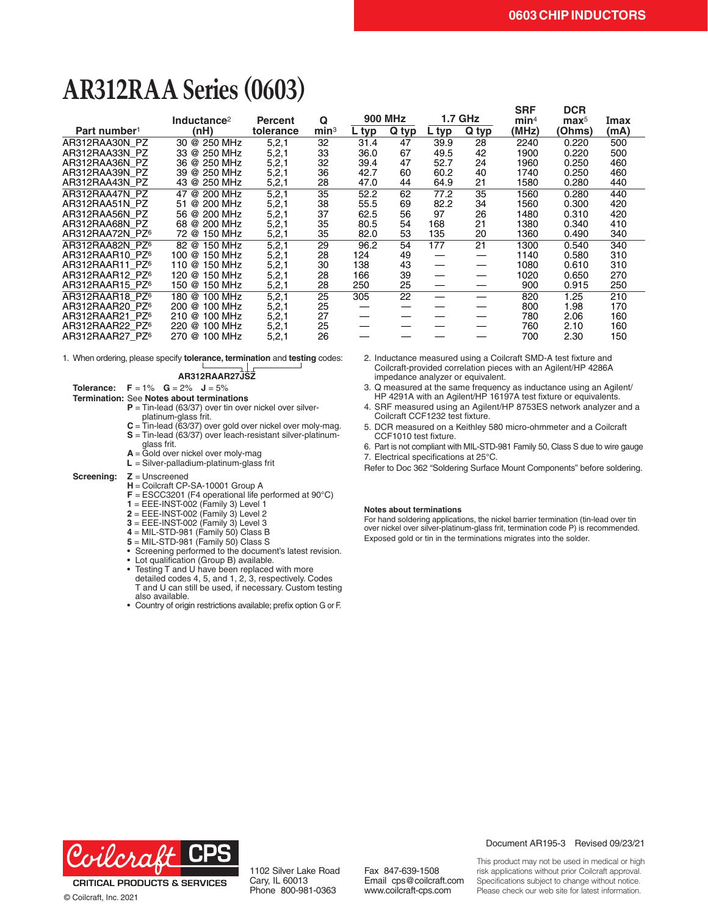# AR312RAA Series (0603)

| Part number[1] | Inductance[2] (nH) | Percent tolerance | Q min[3] | 900 MHz L typ | 900 MHz Q typ | 1.7 GHz L typ | 1.7 GHz Q typ | SRF min[4] (MHz) | DCR max[5] (Ohms) | Imax (mA) |
|---|---|---|---|---|---|---|---|---|---|---|
| AR312RAA30N_PZ | 30 @ 250 MHz | 5,2,1 | 32 | 31.4 | 47 | 39.9 | 28 | 2240 | 0.220 | 500 |
| AR312RAA33N_PZ | 33 @ 250 MHz | 5,2,1 | 33 | 36.0 | 67 | 49.5 | 42 | 1900 | 0.220 | 500 |
| AR312RAA36N_PZ | 36 @ 250 MHz | 5,2,1 | 32 | 39.4 | 47 | 52.7 | 24 | 1960 | 0.250 | 460 |
| AR312RAA39N_PZ | 39 @ 250 MHz | 5,2,1 | 36 | 42.7 | 60 | 60.2 | 40 | 1740 | 0.250 | 460 |
| AR312RAA43N_PZ | 43 @ 250 MHz | 5,2,1 | 28 | 47.0 | 44 | 64.9 | 21 | 1580 | 0.280 | 440 |
| AR312RAA47N_PZ | 47 @ 200 MHz | 5,2,1 | 35 | 52.2 | 62 | 77.2 | 35 | 1560 | 0.280 | 440 |
| AR312RAA51N_PZ | 51 @ 200 MHz | 5,2,1 | 38 | 55.5 | 69 | 82.2 | 34 | 1560 | 0.300 | 420 |
| AR312RAA56N_PZ | 56 @ 200 MHz | 5,2,1 | 37 | 62.5 | 56 | 97 | 26 | 1480 | 0.310 | 420 |
| AR312RAA68N_PZ | 68 @ 200 MHz | 5,2,1 | 35 | 80.5 | 54 | 168 | 21 | 1380 | 0.340 | 410 |
| AR312RAA72N_PZ[6] | 72 @ 150 MHz | 5,2,1 | 35 | 82.0 | 53 | 135 | 20 | 1360 | 0.490 | 340 |
| AR312RAA82N_PZ[6] | 82 @ 150 MHz | 5,2,1 | 29 | 96.2 | 54 | 177 | 21 | 1300 | 0.540 | 340 |
| AR312RAAR10_PZ[6] | 100 @ 150 MHz | 5,2,1 | 28 | 124 | 49 | — | — | 1140 | 0.580 | 310 |
| AR312RAAR11_PZ[6] | 110 @ 150 MHz | 5,2,1 | 30 | 138 | 43 | — | — | 1080 | 0.610 | 310 |
| AR312RAAR12_PZ[6] | 120 @ 150 MHz | 5,2,1 | 28 | 166 | 39 | — | — | 1020 | 0.650 | 270 |
| AR312RAAR15_PZ[6] | 150 @ 150 MHz | 5,2,1 | 28 | 250 | 25 | — | — | 900 | 0.915 | 250 |
| AR312RAAR18_PZ[6] | 180 @ 100 MHz | 5,2,1 | 25 | 305 | 22 | — | — | 820 | 1.25 | 210 |
| AR312RAAR20_PZ[6] | 200 @ 100 MHz | 5,2,1 | 25 | — | — | — | — | 800 | 1.98 | 170 |
| AR312RAAR21_PZ[6] | 210 @ 100 MHz | 5,2,1 | 27 | — | — | — | — | 780 | 2.06 | 160 |
| AR312RAAR22_PZ[6] | 220 @ 100 MHz | 5,2,1 | 25 | — | — | — | — | 760 | 2.10 | 160 |
| AR312RAAR27_PZ[6] | 270 @ 100 MHz | 5,2,1 | 26 | — | — | — | — | 700 | 2.30 | 150 |

1. When ordering, please specify **tolerance, termination** and **testing** codes:

   **AR312RAAR27JSZ**

   **Tolerance:** **F** = 1% **G** = 2% **J** = 5%

   **Termination:** See **Notes about terminations**
   - **P** = Tin-lead (63/37) over tin over nickel over silver-platinum-glass frit.
   - **C** = Tin-lead (63/37) over gold over nickel over moly-mag.
   - **S** = Tin-lead (63/37) over leach-resistant silver-platinum-glass frit.
   - **A** = Gold over nickel over moly-mag
   - **L** = Silver-palladium-platinum-glass frit

   **Screening:**
   - **Z** = Unscreened
   - **H** = Coilcraft CP-SA-10001 Group A
   - **F** = ESCC3201 (F4 operational life performed at 90°C)
   - **1** = EEE-INST-002 (Family 3) Level 1
   - **2** = EEE-INST-002 (Family 3) Level 2
   - **3** = EEE-INST-002 (Family 3) Level 3
   - **4** = MIL-STD-981 (Family 50) Class B
   - **5** = MIL-STD-981 (Family 50) Class S
   - Screening performed to the document's latest revision.
   - Lot qualification (Group B) available.
   - Testing T and U have been replaced with more detailed codes 4, 5, and 1, 2, 3, respectively. Codes T and U can still be used, if necessary. Custom testing also available.
   - Country of origin restrictions available; prefix option G or F.

2. Inductance measured using a Coilcraft SMD-A test fixture and Coilcraft-provided correlation pieces with an Agilent/HP 4286A impedance analyzer or equivalent.
3. Q measured at the same frequency as inductance using an Agilent/HP 4291A with an Agilent/HP 16197A test fixture or equivalents.
4. SRF measured using an Agilent/HP 8753ES network analyzer and a Coilcraft CCF1232 test fixture.
5. DCR measured on a Keithley 580 micro-ohmmeter and a Coilcraft CCF1010 test fixture.
6. Part is not compliant with MIL-STD-981 Family 50, Class S due to wire gauge
7. Electrical specifications at 25°C.

Refer to Doc 362 "Soldering Surface Mount Components" before soldering.

**Notes about terminations**

For hand soldering applications, the nickel barrier termination (tin-lead over tin over nickel over silver-platinum-glass frit, termination code P) is recommended. Exposed gold or tin in the terminations migrates into the solder.